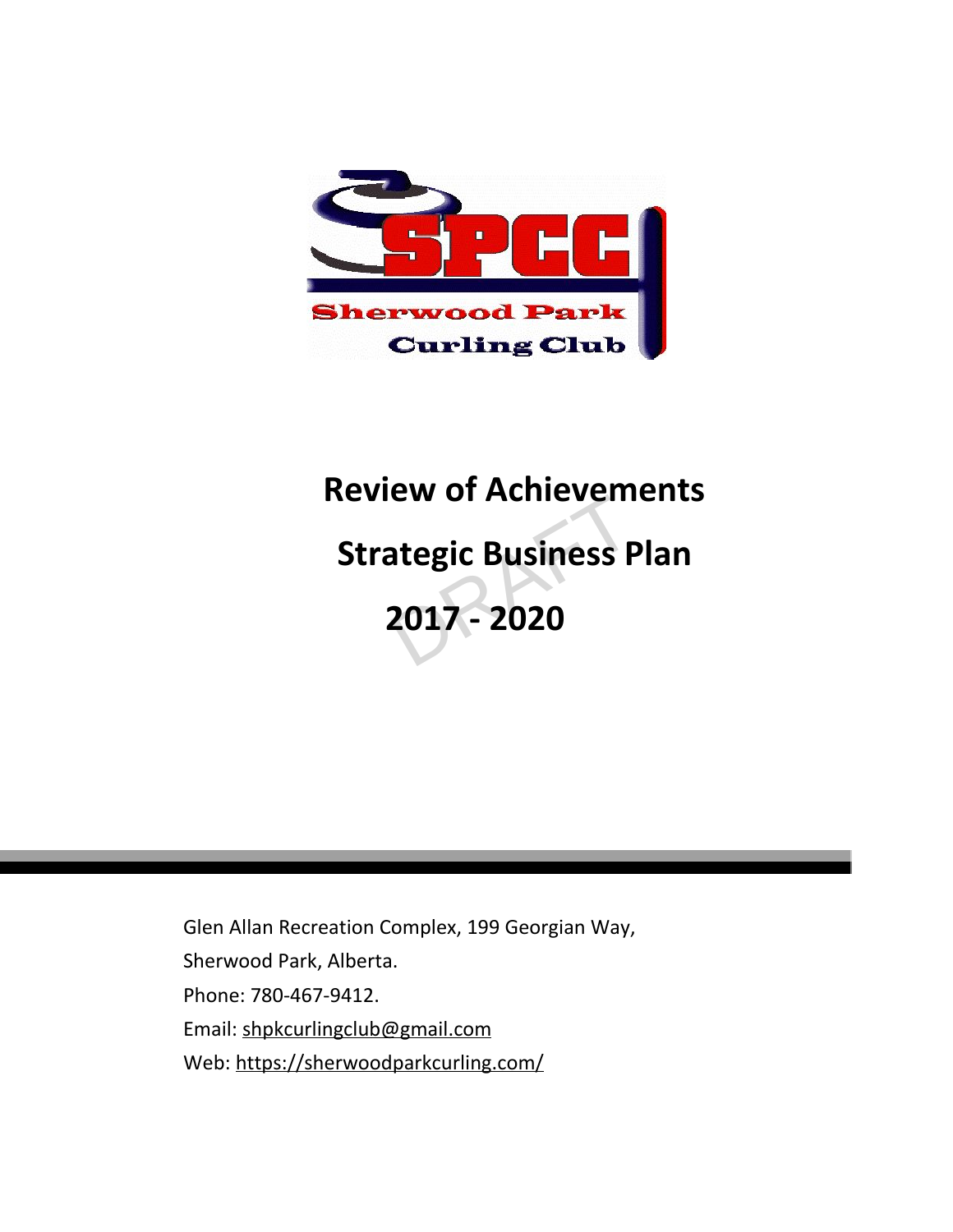# Review of Achievements

# Strategic Business Plan

# 2017 - 2020

Glen Allan Recreation Complex, 199 Georgian Way,

Sherwood Park, Alberta.

Phone: 780-467-9412.

Email: shpkcurlingclub@gmail.com

Web: https://sherwoodparkcurling.com/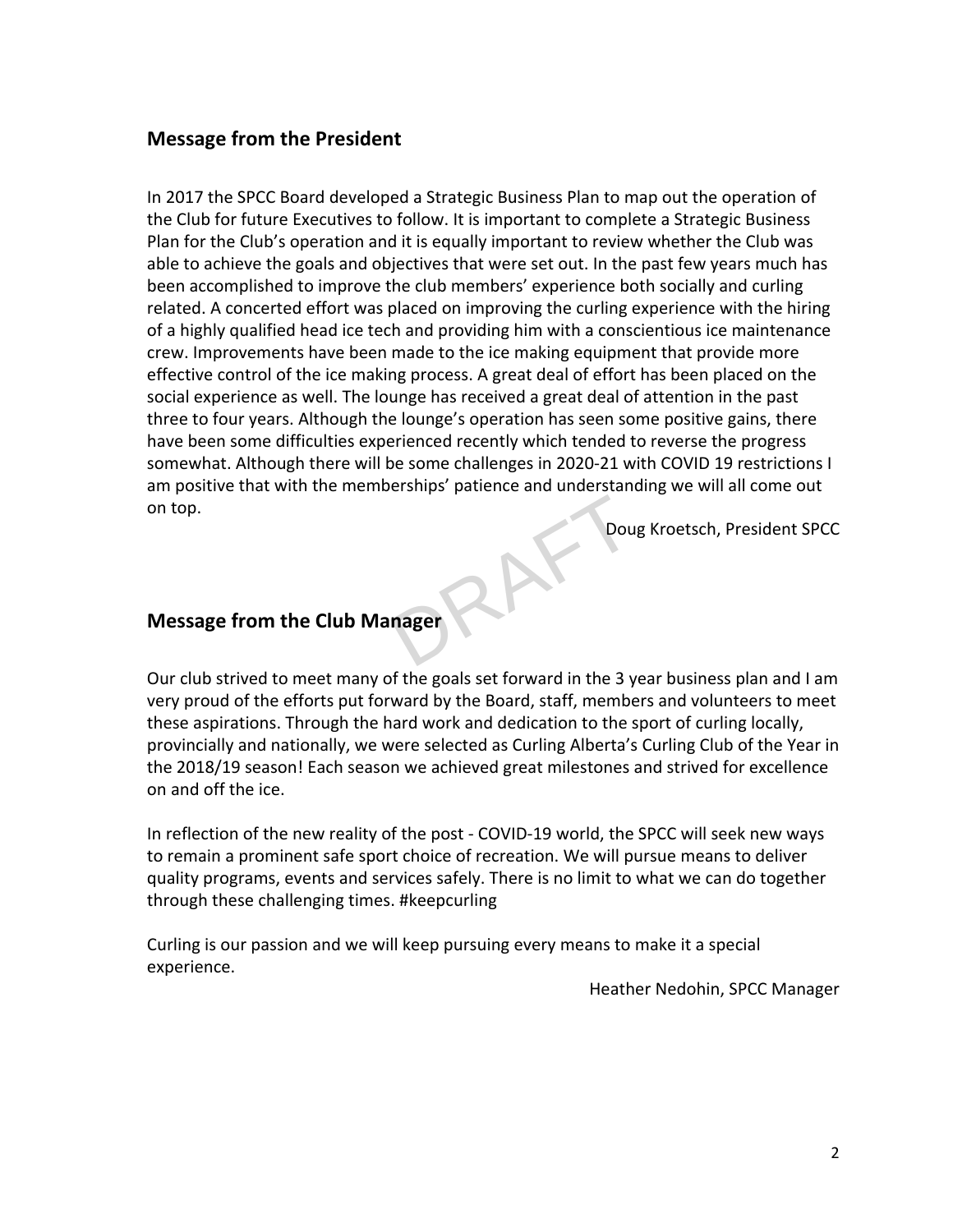## Message from the President

In 2017 the SPCC Board developed a Strategic Business Plan to map out the operation of the Club for future Executives to follow. It is important to complete a Strategic Business Plan for the Club's operation and it is equally important to review whether the Club was able to achieve the goals and objectives that were set out. In the past few years much has been accomplished to improve the club members' experience both socially and curling related. A concerted effort was placed on improving the curling experience with the hiring of a highly qualified head ice tech and providing him with a conscientious ice maintenance crew. Improvements have been made to the ice making equipment that provide more effective control of the ice making process. A great deal of effort has been placed on the social experience as well. The lounge has received a great deal of attention in the past three to four years. Although the lounge's operation has seen some positive gains, there have been some difficulties experienced recently which tended to reverse the progress somewhat. Although there will be some challenges in 2020-21 with COVID 19 restrictions I am positive that with the memberships' patience and understanding we will all come out on top.

Doug Kroetsch, President SPCC

## Message from the Club Manager

Our club strived to meet many of the goals set forward in the 3 year business plan and I am very proud of the efforts put forward by the Board, staff, members and volunteers to meet these aspirations. Through the hard work and dedication to the sport of curling locally, provincially and nationally, we were selected as Curling Alberta's Curling Club of the Year in the 2018/19 season! Each season we achieved great milestones and strived for excellence on and off the ice.

In reflection of the new reality of the post - COVID-19 world, the SPCC will seek new ways to remain a prominent safe sport choice of recreation. We will pursue means to deliver quality programs, events and services safely. There is no limit to what we can do together through these challenging times. #keepcurling

Curling is our passion and we will keep pursuing every means to make it a special experience.

Heather Nedohin, SPCC Manager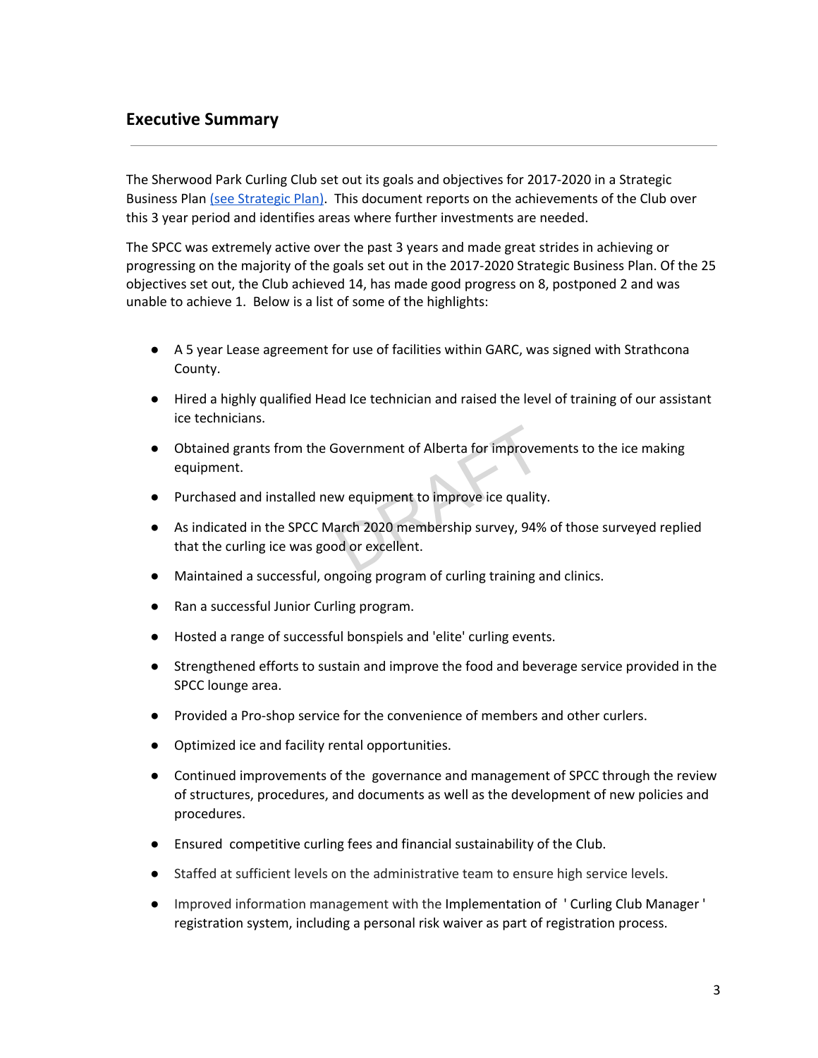## Executive Summary

The Sherwood Park Curling Club set out its goals and objectives for 2017-2020 in a Strategic Business Plan (see Strategic Plan). This document reports on the achievements of the Club over this 3 year period and identifies areas where further investments are needed.

The SPCC was extremely active over the past 3 years and made great strides in achieving or progressing on the majority of the goals set out in the 2017-2020 Strategic Business Plan. Of the 25 objectives set out, the Club achieved 14, has made good progress on 8, postponed 2 and was unable to achieve 1. Below is a list of some of the highlights:

- A 5 year Lease agreement for use of facilities within GARC, was signed with Strathcona County.
- Hired a highly qualified Head Ice technician and raised the level of training of our assistant ice technicians.
- Obtained grants from the Government of Alberta for improvements to the ice making equipment.
- Purchased and installed new equipment to improve ice quality.
- As indicated in the SPCC March 2020 membership survey, 94% of those surveyed replied that the curling ice was good or excellent.
- Maintained a successful, ongoing program of curling training and clinics.
- Ran a successful Junior Curling program.
- Hosted a range of successful bonspiels and 'elite' curling events.
- Strengthened efforts to sustain and improve the food and beverage service provided in the SPCC lounge area.
- Provided a Pro-shop service for the convenience of members and other curlers.
- Optimized ice and facility rental opportunities.
- Continued improvements of the governance and management of SPCC through the review of structures, procedures, and documents as well as the development of new policies and procedures.
- Ensured competitive curling fees and financial sustainability of the Club.
- Staffed at sufficient levels on the administrative team to ensure high service levels.
- Improved information management with the Implementation of ' Curling Club Manager ' registration system, including a personal risk waiver as part of registration process.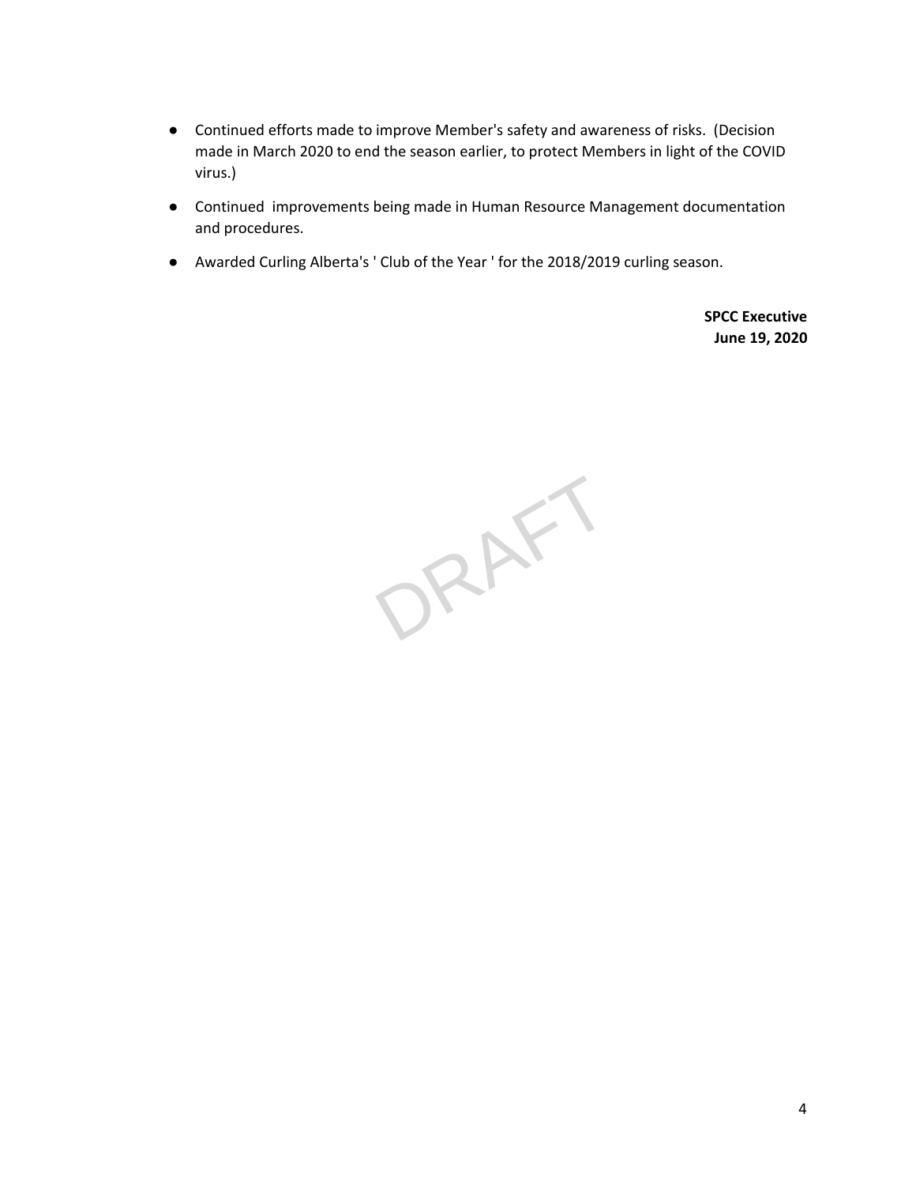- Continued efforts made to improve Member's safety and awareness of risks.  (Decision made in March 2020 to end the season earlier, to protect Members in light of the COVID virus.)
- Continued  improvements being made in Human Resource Management documentation and procedures.
- Awarded Curling Alberta's ' Club of the Year ' for the 2018/2019 curling season.

**SPCC Executive**
**June 19, 2020**

DRAFT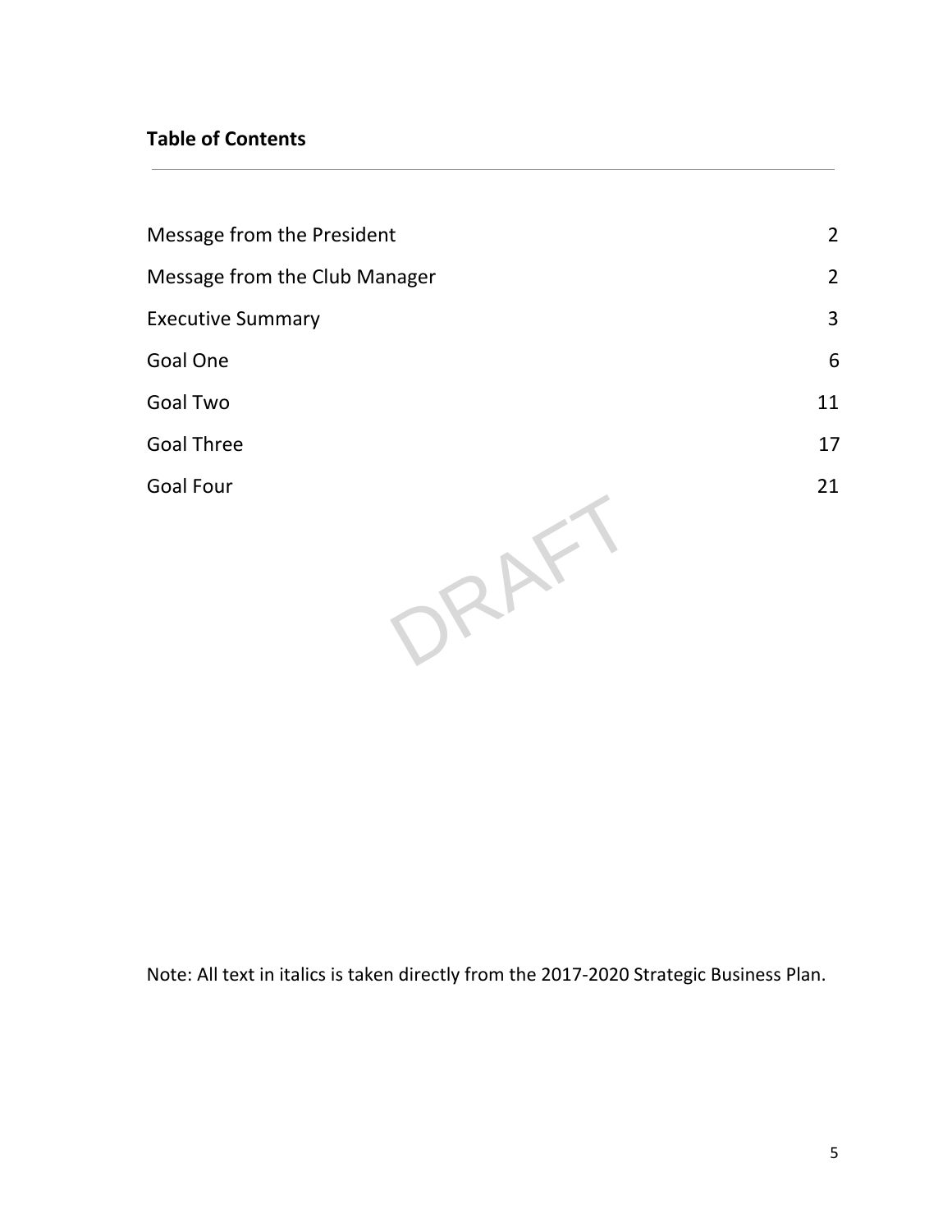**Table of Contents**

| | |
|---|---|
| Message from the President | 2 |
| Message from the Club Manager | 2 |
| Executive Summary | 3 |
| Goal One | 6 |
| Goal Two | 11 |
| Goal Three | 17 |
| Goal Four | 21 |

DRAFT

Note: All text in italics is taken directly from the 2017-2020 Strategic Business Plan.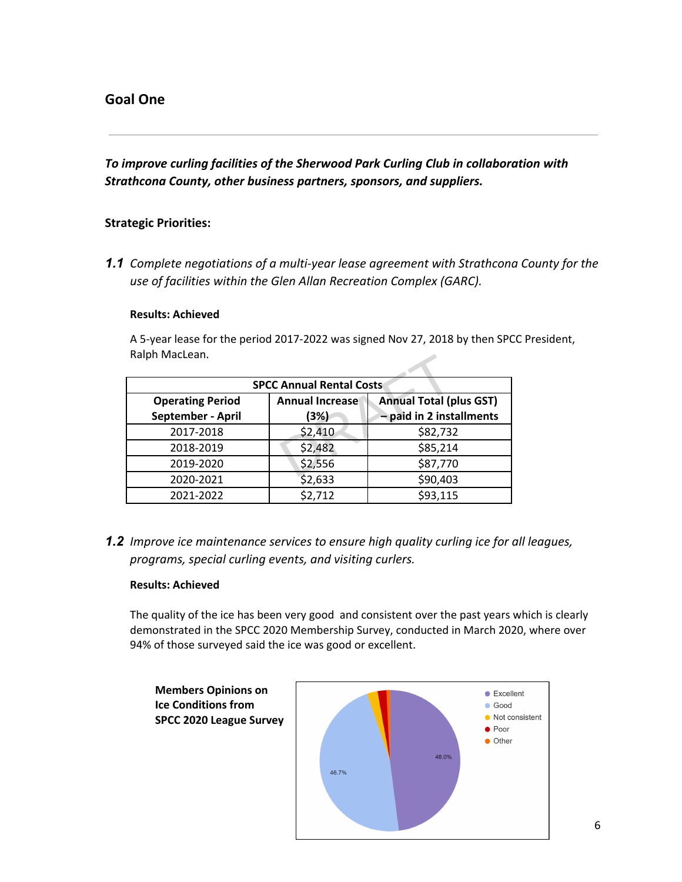## Goal One

---

***To improve curling facilities of the Sherwood Park Curling Club in collaboration with Strathcona County, other business partners, sponsors, and suppliers.***

**Strategic Priorities:**

***1.1*** *Complete negotiations of a multi-year lease agreement with Strathcona County for the use of facilities within the Glen Allan Recreation Complex (GARC).*

**Results: Achieved**

A 5-year lease for the period 2017-2022 was signed Nov 27, 2018 by then SPCC President, Ralph MacLean.

| SPCC Annual Rental Costs | | |
|---|---|---|
| **Operating Period September - April** | **Annual Increase (3%)** | **Annual Total (plus GST) – paid in 2 installments** |
| 2017-2018 | $2,410 | $82,732 |
| 2018-2019 | $2,482 | $85,214 |
| 2019-2020 | $2,556 | $87,770 |
| 2020-2021 | $2,633 | $90,403 |
| 2021-2022 | $2,712 | $93,115 |

***1.2*** *Improve ice maintenance services to ensure high quality curling ice for all leagues, programs, special curling events, and visiting curlers.*

**Results: Achieved**

The quality of the ice has been very good and consistent over the past years which is clearly demonstrated in the SPCC 2020 Membership Survey, conducted in March 2020, where over 94% of those surveyed said the ice was good or excellent.

**Members Opinions on Ice Conditions from SPCC 2020 League Survey**

| Response | Percentage |
|---|---|
| Excellent | 48.0% |
| Good | 46.7% |
| Not consistent | |
| Poor | |
| Other | |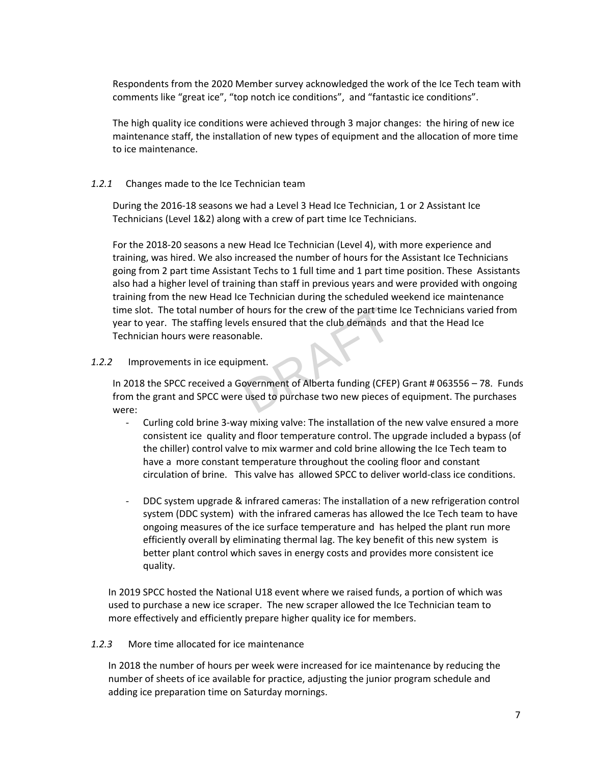Respondents from the 2020 Member survey acknowledged the work of the Ice Tech team with comments like "great ice", "top notch ice conditions", and "fantastic ice conditions".

The high quality ice conditions were achieved through 3 major changes: the hiring of new ice maintenance staff, the installation of new types of equipment and the allocation of more time to ice maintenance.

### *1.2.1* Changes made to the Ice Technician team

During the 2016-18 seasons we had a Level 3 Head Ice Technician, 1 or 2 Assistant Ice Technicians (Level 1&2) along with a crew of part time Ice Technicians.

For the 2018-20 seasons a new Head Ice Technician (Level 4), with more experience and training, was hired. We also increased the number of hours for the Assistant Ice Technicians going from 2 part time Assistant Techs to 1 full time and 1 part time position. These Assistants also had a higher level of training than staff in previous years and were provided with ongoing training from the new Head Ice Technician during the scheduled weekend ice maintenance time slot. The total number of hours for the crew of the part time Ice Technicians varied from year to year. The staffing levels ensured that the club demands and that the Head Ice Technician hours were reasonable.

### *1.2.2* Improvements in ice equipment.

In 2018 the SPCC received a Government of Alberta funding (CFEP) Grant # 063556 – 78. Funds from the grant and SPCC were used to purchase two new pieces of equipment. The purchases were:

- Curling cold brine 3-way mixing valve: The installation of the new valve ensured a more consistent ice quality and floor temperature control. The upgrade included a bypass (of the chiller) control valve to mix warmer and cold brine allowing the Ice Tech team to have a more constant temperature throughout the cooling floor and constant circulation of brine. This valve has allowed SPCC to deliver world-class ice conditions.

- DDC system upgrade & infrared cameras: The installation of a new refrigeration control system (DDC system) with the infrared cameras has allowed the Ice Tech team to have ongoing measures of the ice surface temperature and has helped the plant run more efficiently overall by eliminating thermal lag. The key benefit of this new system is better plant control which saves in energy costs and provides more consistent ice quality.

In 2019 SPCC hosted the National U18 event where we raised funds, a portion of which was used to purchase a new ice scraper. The new scraper allowed the Ice Technician team to more effectively and efficiently prepare higher quality ice for members.

### *1.2.3* More time allocated for ice maintenance

In 2018 the number of hours per week were increased for ice maintenance by reducing the number of sheets of ice available for practice, adjusting the junior program schedule and adding ice preparation time on Saturday mornings.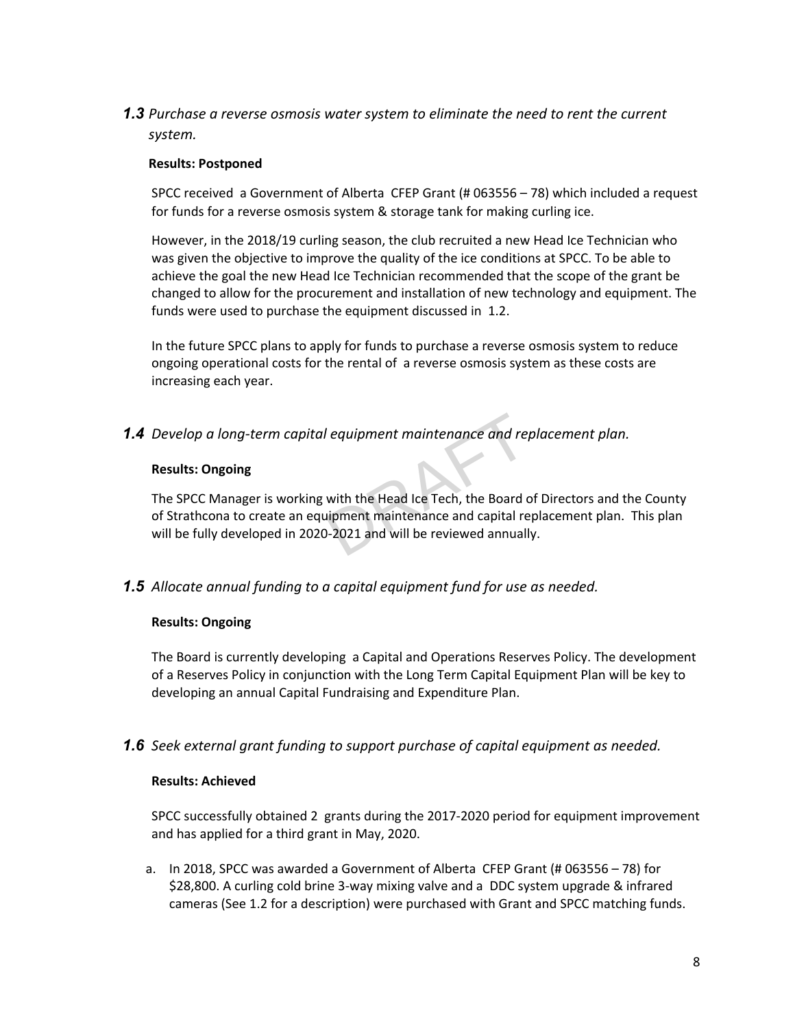**1.3** *Purchase a reverse osmosis water system to eliminate the need to rent the current system.*

**Results: Postponed**

SPCC received a Government of Alberta CFEP Grant (# 063556 – 78) which included a request for funds for a reverse osmosis system & storage tank for making curling ice.

However, in the 2018/19 curling season, the club recruited a new Head Ice Technician who was given the objective to improve the quality of the ice conditions at SPCC. To be able to achieve the goal the new Head Ice Technician recommended that the scope of the grant be changed to allow for the procurement and installation of new technology and equipment. The funds were used to purchase the equipment discussed in 1.2.

In the future SPCC plans to apply for funds to purchase a reverse osmosis system to reduce ongoing operational costs for the rental of a reverse osmosis system as these costs are increasing each year.

**1.4** *Develop a long-term capital equipment maintenance and replacement plan.*

**Results: Ongoing**

The SPCC Manager is working with the Head Ice Tech, the Board of Directors and the County of Strathcona to create an equipment maintenance and capital replacement plan. This plan will be fully developed in 2020-2021 and will be reviewed annually.

**1.5** *Allocate annual funding to a capital equipment fund for use as needed.*

**Results: Ongoing**

The Board is currently developing a Capital and Operations Reserves Policy. The development of a Reserves Policy in conjunction with the Long Term Capital Equipment Plan will be key to developing an annual Capital Fundraising and Expenditure Plan.

**1.6** *Seek external grant funding to support purchase of capital equipment as needed.*

**Results: Achieved**

SPCC successfully obtained 2 grants during the 2017-2020 period for equipment improvement and has applied for a third grant in May, 2020.

a. In 2018, SPCC was awarded a Government of Alberta CFEP Grant (# 063556 – 78) for $28,800. A curling cold brine 3-way mixing valve and a DDC system upgrade & infrared cameras (See 1.2 for a description) were purchased with Grant and SPCC matching funds.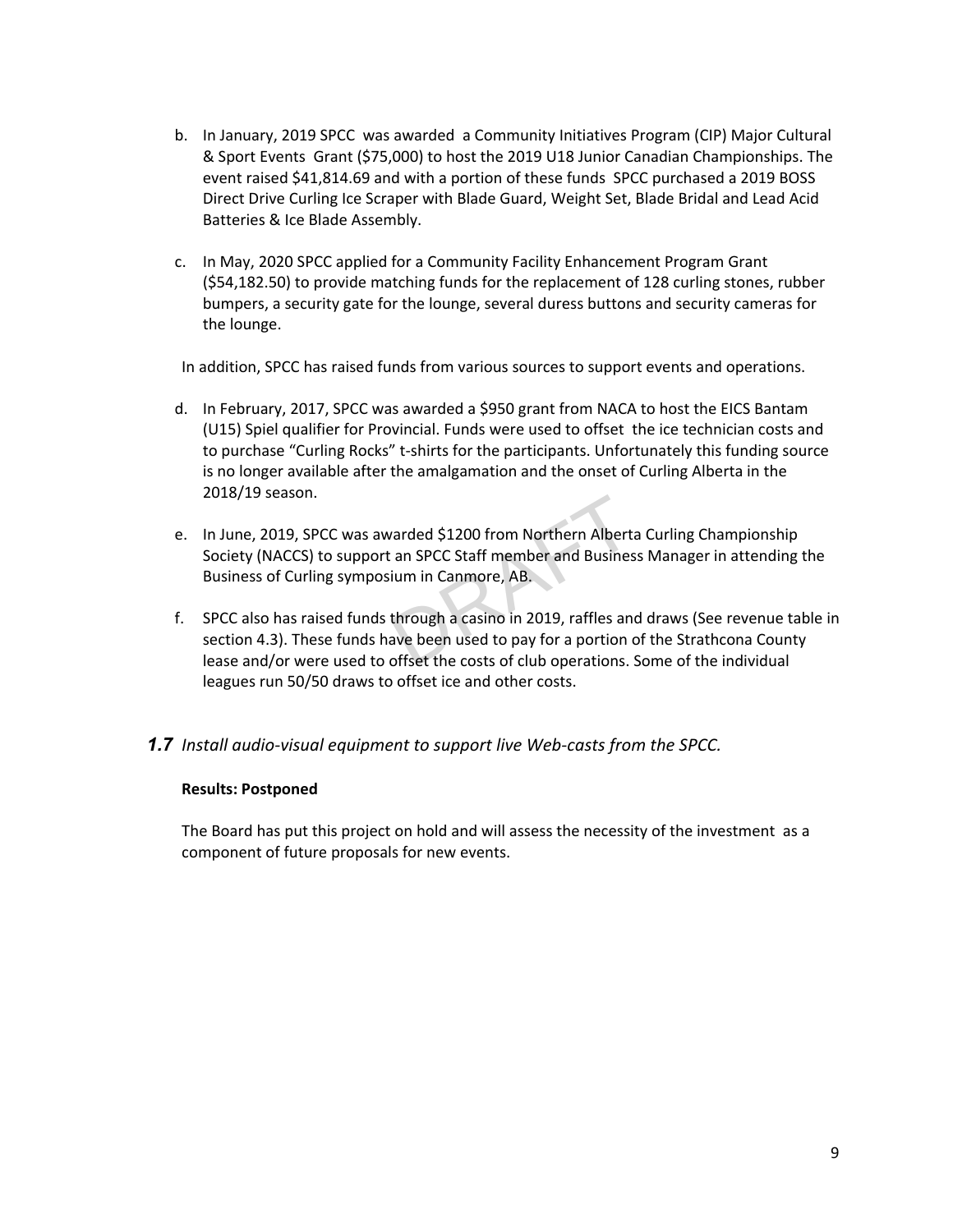b. In January, 2019 SPCC was awarded a Community Initiatives Program (CIP) Major Cultural & Sport Events Grant ($75,000) to host the 2019 U18 Junior Canadian Championships. The event raised $41,814.69 and with a portion of these funds SPCC purchased a 2019 BOSS Direct Drive Curling Ice Scraper with Blade Guard, Weight Set, Blade Bridal and Lead Acid Batteries & Ice Blade Assembly.

c. In May, 2020 SPCC applied for a Community Facility Enhancement Program Grant ($54,182.50) to provide matching funds for the replacement of 128 curling stones, rubber bumpers, a security gate for the lounge, several duress buttons and security cameras for the lounge.

In addition, SPCC has raised funds from various sources to support events and operations.

d. In February, 2017, SPCC was awarded a $950 grant from NACA to host the EICS Bantam (U15) Spiel qualifier for Provincial. Funds were used to offset the ice technician costs and to purchase "Curling Rocks" t-shirts for the participants. Unfortunately this funding source is no longer available after the amalgamation and the onset of Curling Alberta in the 2018/19 season.

e. In June, 2019, SPCC was awarded $1200 from Northern Alberta Curling Championship Society (NACCS) to support an SPCC Staff member and Business Manager in attending the Business of Curling symposium in Canmore, AB.

f. SPCC also has raised funds through a casino in 2019, raffles and draws (See revenue table in section 4.3). These funds have been used to pay for a portion of the Strathcona County lease and/or were used to offset the costs of club operations. Some of the individual leagues run 50/50 draws to offset ice and other costs.

### ***1.7*** *Install audio-visual equipment to support live Web-casts from the SPCC.*

**Results: Postponed**

The Board has put this project on hold and will assess the necessity of the investment as a component of future proposals for new events.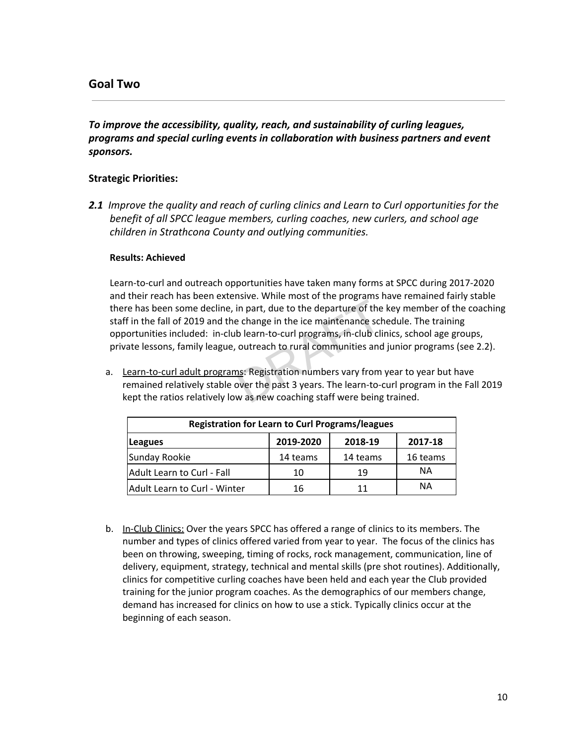## Goal Two

***To improve the accessibility, quality, reach, and sustainability of curling leagues, programs and special curling events in collaboration with business partners and event sponsors.***

### Strategic Priorities:

***2.1*** *Improve the quality and reach of curling clinics and Learn to Curl opportunities for the benefit of all SPCC league members, curling coaches, new curlers, and school age children in Strathcona County and outlying communities.*

**Results: Achieved**

Learn-to-curl and outreach opportunities have taken many forms at SPCC during 2017-2020 and their reach has been extensive. While most of the programs have remained fairly stable there has been some decline, in part, due to the departure of the key member of the coaching staff in the fall of 2019 and the change in the ice maintenance schedule. The training opportunities included: in-club learn-to-curl programs, in-club clinics, school age groups, private lessons, family league, outreach to rural communities and junior programs (see 2.2).

a. Learn-to-curl adult programs: Registration numbers vary from year to year but have remained relatively stable over the past 3 years. The learn-to-curl program in the Fall 2019 kept the ratios relatively low as new coaching staff were being trained.

| Registration for Learn to Curl Programs/leagues | | | |
|---|---|---|---|
| **Leagues** | **2019-2020** | **2018-19** | **2017-18** |
| Sunday Rookie | 14 teams | 14 teams | 16 teams |
| Adult Learn to Curl - Fall | 10 | 19 | NA |
| Adult Learn to Curl - Winter | 16 | 11 | NA |

b. In-Club Clinics: Over the years SPCC has offered a range of clinics to its members. The number and types of clinics offered varied from year to year. The focus of the clinics has been on throwing, sweeping, timing of rocks, rock management, communication, line of delivery, equipment, strategy, technical and mental skills (pre shot routines). Additionally, clinics for competitive curling coaches have been held and each year the Club provided training for the junior program coaches. As the demographics of our members change, demand has increased for clinics on how to use a stick. Typically clinics occur at the beginning of each season.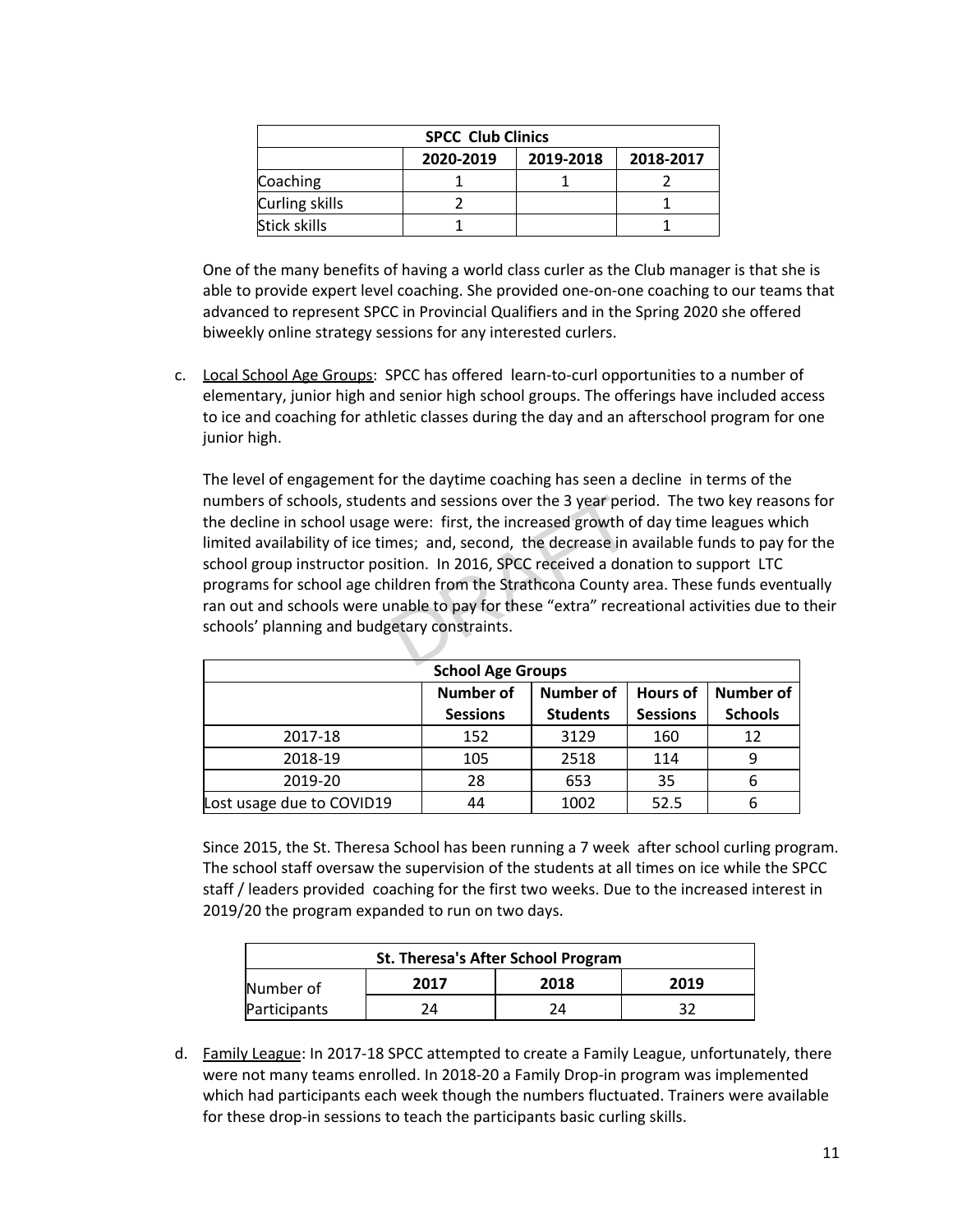| SPCC Club Clinics | | | |
|---|---|---|---|
| | 2020-2019 | 2019-2018 | 2018-2017 |
| Coaching | 1 | 1 | 2 |
| Curling skills | 2 | | 1 |
| Stick skills | 1 | | 1 |

One of the many benefits of having a world class curler as the Club manager is that she is able to provide expert level coaching. She provided one-on-one coaching to our teams that advanced to represent SPCC in Provincial Qualifiers and in the Spring 2020 she offered biweekly online strategy sessions for any interested curlers.

c. Local School Age Groups: SPCC has offered learn-to-curl opportunities to a number of elementary, junior high and senior high school groups. The offerings have included access to ice and coaching for athletic classes during the day and an afterschool program for one junior high.

The level of engagement for the daytime coaching has seen a decline in terms of the numbers of schools, students and sessions over the 3 year period. The two key reasons for the decline in school usage were: first, the increased growth of day time leagues which limited availability of ice times; and, second, the decrease in available funds to pay for the school group instructor position. In 2016, SPCC received a donation to support LTC programs for school age children from the Strathcona County area. These funds eventually ran out and schools were unable to pay for these "extra" recreational activities due to their schools' planning and budgetary constraints.

| School Age Groups | | | | |
|---|---|---|---|---|
| | Number of Sessions | Number of Students | Hours of Sessions | Number of Schools |
| 2017-18 | 152 | 3129 | 160 | 12 |
| 2018-19 | 105 | 2518 | 114 | 9 |
| 2019-20 | 28 | 653 | 35 | 6 |
| Lost usage due to COVID19 | 44 | 1002 | 52.5 | 6 |

Since 2015, the St. Theresa School has been running a 7 week after school curling program. The school staff oversaw the supervision of the students at all times on ice while the SPCC staff / leaders provided coaching for the first two weeks. Due to the increased interest in 2019/20 the program expanded to run on two days.

| St. Theresa's After School Program | | | |
|---|---|---|---|
| Number of Participants | 2017 | 2018 | 2019 |
| | 24 | 24 | 32 |

d. Family League: In 2017-18 SPCC attempted to create a Family League, unfortunately, there were not many teams enrolled. In 2018-20 a Family Drop-in program was implemented which had participants each week though the numbers fluctuated. Trainers were available for these drop-in sessions to teach the participants basic curling skills.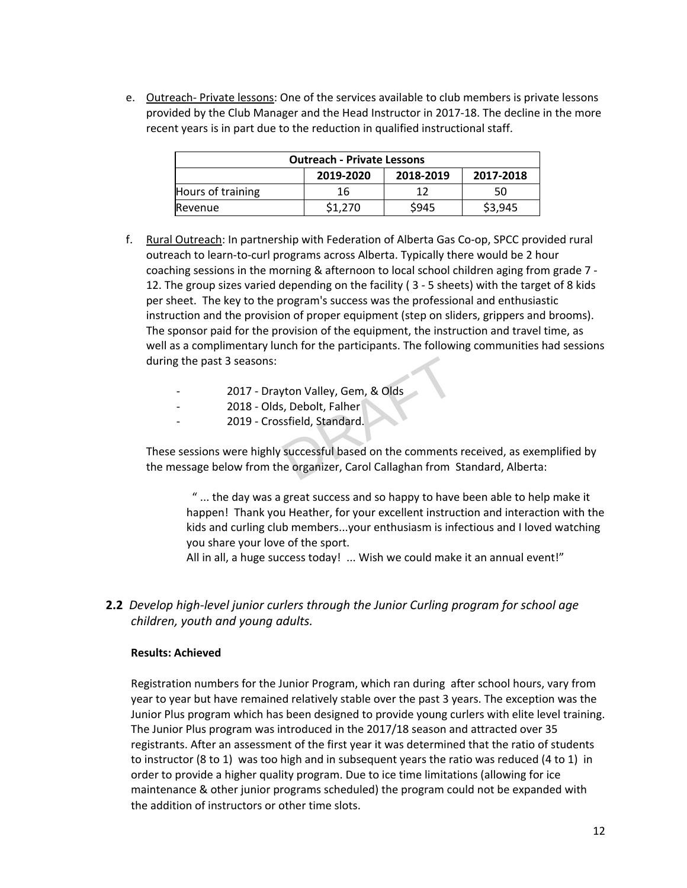e. Outreach- Private lessons: One of the services available to club members is private lessons provided by the Club Manager and the Head Instructor in 2017-18. The decline in the more recent years is in part due to the reduction in qualified instructional staff.

| Outreach - Private Lessons | | | |
|---|---|---|---|
| | 2019-2020 | 2018-2019 | 2017-2018 |
| Hours of training | 16 | 12 | 50 |
| Revenue | $1,270 | $945 | $3,945 |

f. Rural Outreach: In partnership with Federation of Alberta Gas Co-op, SPCC provided rural outreach to learn-to-curl programs across Alberta. Typically there would be 2 hour coaching sessions in the morning & afternoon to local school children aging from grade 7 - 12. The group sizes varied depending on the facility ( 3 - 5 sheets) with the target of 8 kids per sheet. The key to the program's success was the professional and enthusiastic instruction and the provision of proper equipment (step on sliders, grippers and brooms). The sponsor paid for the provision of the equipment, the instruction and travel time, as well as a complimentary lunch for the participants. The following communities had sessions during the past 3 seasons:

- 2017 - Drayton Valley, Gem, & Olds
- 2018 - Olds, Debolt, Falher
- 2019 - Crossfield, Standard.

These sessions were highly successful based on the comments received, as exemplified by the message below from the organizer, Carol Callaghan from Standard, Alberta:

> " ... the day was a great success and so happy to have been able to help make it happen! Thank you Heather, for your excellent instruction and interaction with the kids and curling club members...your enthusiasm is infectious and I loved watching you share your love of the sport.
> All in all, a huge success today! ... Wish we could make it an annual event!"

**2.2** *Develop high-level junior curlers through the Junior Curling program for school age children, youth and young adults.*

**Results: Achieved**

Registration numbers for the Junior Program, which ran during after school hours, vary from year to year but have remained relatively stable over the past 3 years. The exception was the Junior Plus program which has been designed to provide young curlers with elite level training. The Junior Plus program was introduced in the 2017/18 season and attracted over 35 registrants. After an assessment of the first year it was determined that the ratio of students to instructor (8 to 1) was too high and in subsequent years the ratio was reduced (4 to 1) in order to provide a higher quality program. Due to ice time limitations (allowing for ice maintenance & other junior programs scheduled) the program could not be expanded with the addition of instructors or other time slots.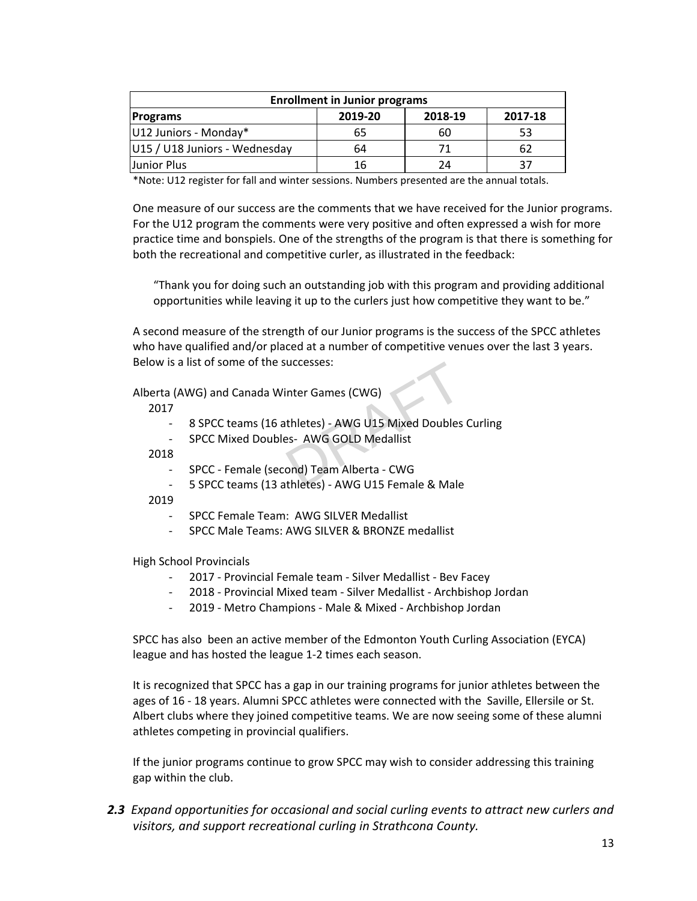| Enrollment in Junior programs | | | |
|---|---|---|---|
| **Programs** | **2019-20** | **2018-19** | **2017-18** |
| U12 Juniors - Monday* | 65 | 60 | 53 |
| U15 / U18 Juniors - Wednesday | 64 | 71 | 62 |
| Junior Plus | 16 | 24 | 37 |

*Note: U12 register for fall and winter sessions. Numbers presented are the annual totals.

One measure of our success are the comments that we have received for the Junior programs. For the U12 program the comments were very positive and often expressed a wish for more practice time and bonspiels. One of the strengths of the program is that there is something for both the recreational and competitive curler, as illustrated in the feedback:

> "Thank you for doing such an outstanding job with this program and providing additional opportunities while leaving it up to the curlers just how competitive they want to be."

A second measure of the strength of our Junior programs is the success of the SPCC athletes who have qualified and/or placed at a number of competitive venues over the last 3 years. Below is a list of some of the successes:

Alberta (AWG) and Canada Winter Games (CWG)

2017

- 8 SPCC teams (16 athletes) - AWG U15 Mixed Doubles Curling
- SPCC Mixed Doubles- AWG GOLD Medallist

2018

- SPCC - Female (second) Team Alberta - CWG
- 5 SPCC teams (13 athletes) - AWG U15 Female & Male

2019

- SPCC Female Team: AWG SILVER Medallist
- SPCC Male Teams: AWG SILVER & BRONZE medallist

High School Provincials

- 2017 - Provincial Female team - Silver Medallist - Bev Facey
- 2018 - Provincial Mixed team - Silver Medallist - Archbishop Jordan
- 2019 - Metro Champions - Male & Mixed - Archbishop Jordan

SPCC has also been an active member of the Edmonton Youth Curling Association (EYCA) league and has hosted the league 1-2 times each season.

It is recognized that SPCC has a gap in our training programs for junior athletes between the ages of 16 - 18 years. Alumni SPCC athletes were connected with the Saville, Ellersile or St. Albert clubs where they joined competitive teams. We are now seeing some of these alumni athletes competing in provincial qualifiers.

If the junior programs continue to grow SPCC may wish to consider addressing this training gap within the club.

***2.3*** *Expand opportunities for occasional and social curling events to attract new curlers and visitors, and support recreational curling in Strathcona County.*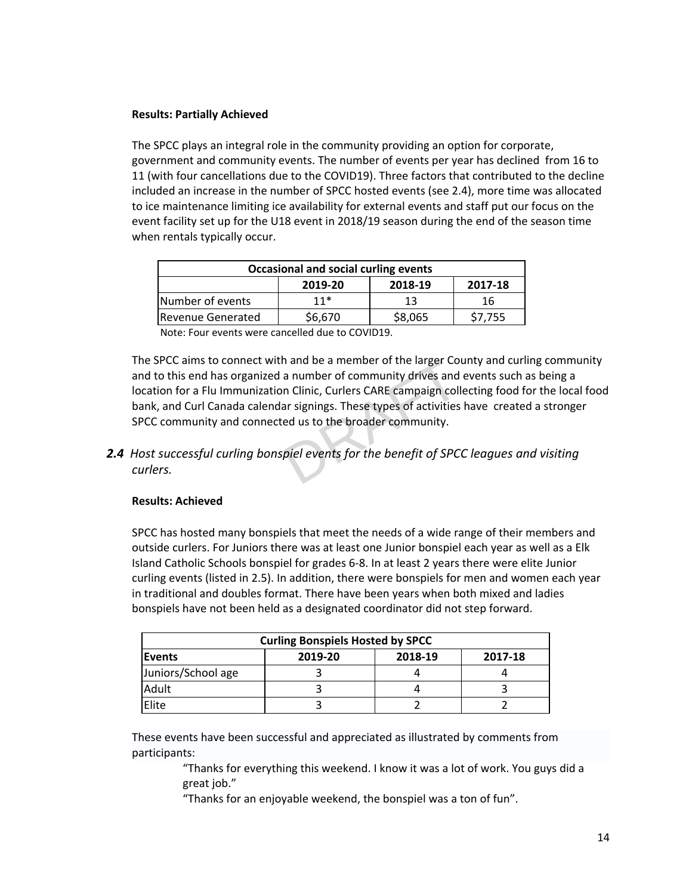**Results: Partially Achieved**

The SPCC plays an integral role in the community providing an option for corporate, government and community events. The number of events per year has declined from 16 to 11 (with four cancellations due to the COVID19). Three factors that contributed to the decline included an increase in the number of SPCC hosted events (see 2.4), more time was allocated to ice maintenance limiting ice availability for external events and staff put our focus on the event facility set up for the U18 event in 2018/19 season during the end of the season time when rentals typically occur.

| Occasional and social curling events | | | |
|---|---|---|---|
| | 2019-20 | 2018-19 | 2017-18 |
| Number of events | 11* | 13 | 16 |
| Revenue Generated | $6,670 | $8,065 | $7,755 |

Note: Four events were cancelled due to COVID19.

The SPCC aims to connect with and be a member of the larger County and curling community and to this end has organized a number of community drives and events such as being a location for a Flu Immunization Clinic, Curlers CARE campaign collecting food for the local food bank, and Curl Canada calendar signings. These types of activities have created a stronger SPCC community and connected us to the broader community.

***2.4*** *Host successful curling bonspiel events for the benefit of SPCC leagues and visiting curlers.*

**Results: Achieved**

SPCC has hosted many bonspiels that meet the needs of a wide range of their members and outside curlers. For Juniors there was at least one Junior bonspiel each year as well as a Elk Island Catholic Schools bonspiel for grades 6-8. In at least 2 years there were elite Junior curling events (listed in 2.5). In addition, there were bonspiels for men and women each year in traditional and doubles format. There have been years when both mixed and ladies bonspiels have not been held as a designated coordinator did not step forward.

| Curling Bonspiels Hosted by SPCC | | | |
|---|---|---|---|
| Events | 2019-20 | 2018-19 | 2017-18 |
| Juniors/School age | 3 | 4 | 4 |
| Adult | 3 | 4 | 3 |
| Elite | 3 | 2 | 2 |

These events have been successful and appreciated as illustrated by comments from participants:

> "Thanks for everything this weekend. I know it was a lot of work. You guys did a great job."
>
> "Thanks for an enjoyable weekend, the bonspiel was a ton of fun".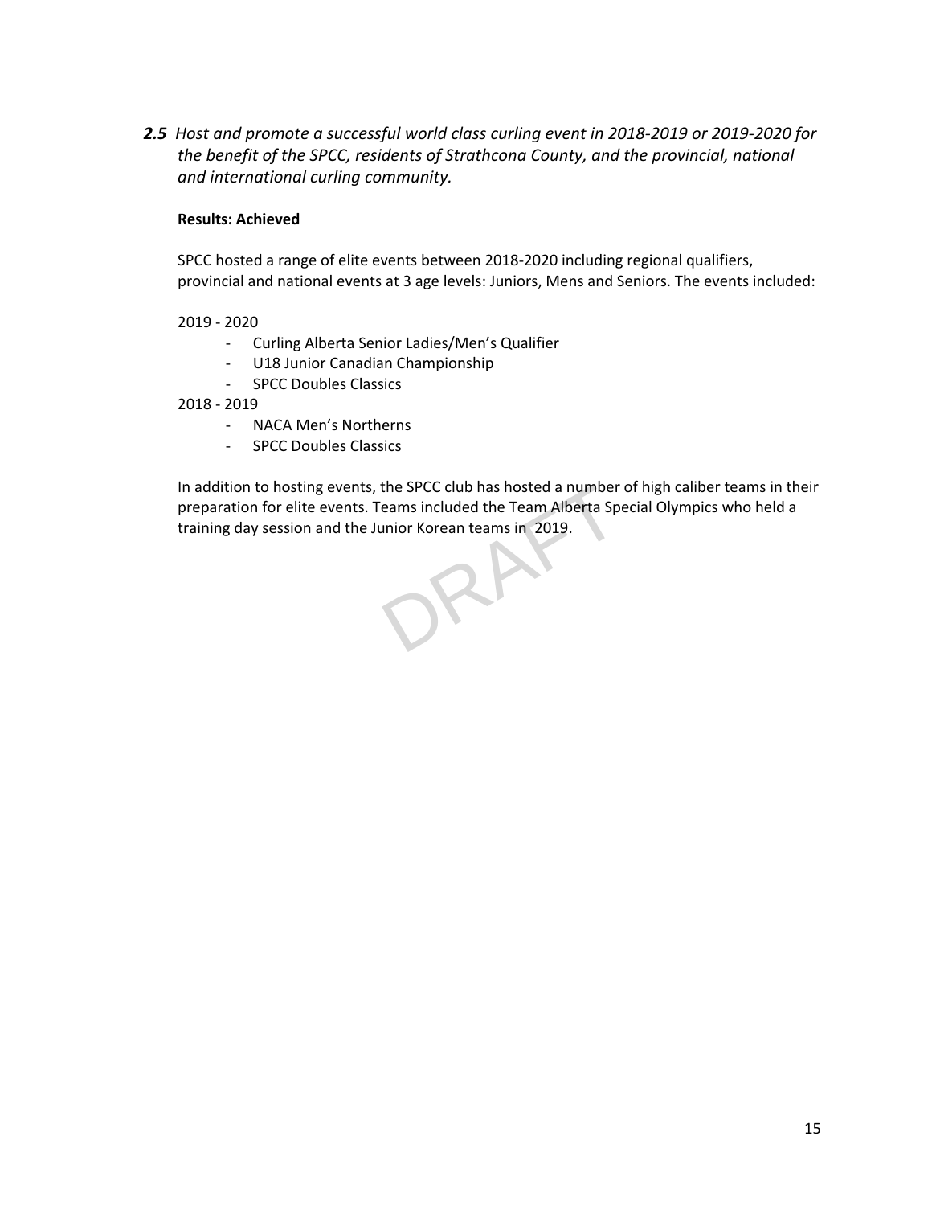***2.5** Host and promote a successful world class curling event in 2018-2019 or 2019-2020 for the benefit of the SPCC, residents of Strathcona County, and the provincial, national and international curling community.*

**Results: Achieved**

SPCC hosted a range of elite events between 2018-2020 including regional qualifiers, provincial and national events at 3 age levels: Juniors, Mens and Seniors. The events included:

2019 - 2020

- Curling Alberta Senior Ladies/Men's Qualifier
- U18 Junior Canadian Championship
- SPCC Doubles Classics

2018 - 2019

- NACA Men's Northerns
- SPCC Doubles Classics

In addition to hosting events, the SPCC club has hosted a number of high caliber teams in their preparation for elite events. Teams included the Team Alberta Special Olympics who held a training day session and the Junior Korean teams in 2019.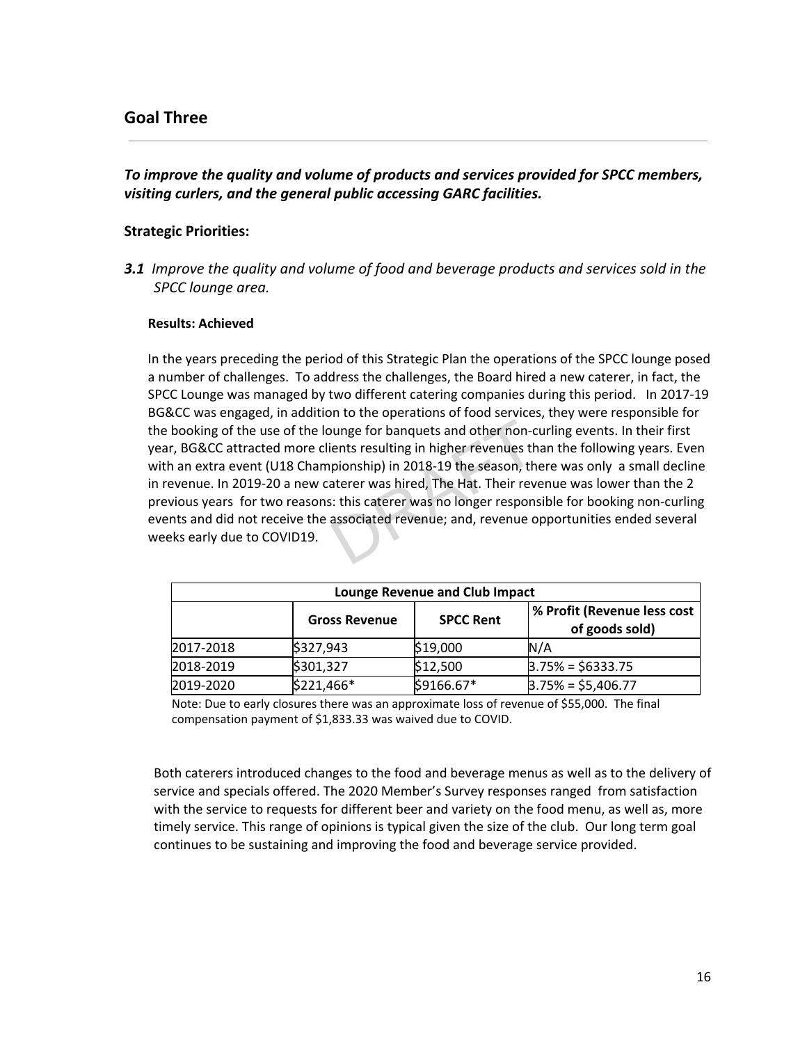## Goal Three

***To improve the quality and volume of products and services provided for SPCC members, visiting curlers, and the general public accessing GARC facilities.***

**Strategic Priorities:**

***3.1*** *Improve the quality and volume of food and beverage products and services sold in the SPCC lounge area.*

**Results: Achieved**

In the years preceding the period of this Strategic Plan the operations of the SPCC lounge posed a number of challenges. To address the challenges, the Board hired a new caterer, in fact, the SPCC Lounge was managed by two different catering companies during this period. In 2017-19 BG&CC was engaged, in addition to the operations of food services, they were responsible for the booking of the use of the lounge for banquets and other non-curling events. In their first year, BG&CC attracted more clients resulting in higher revenues than the following years. Even with an extra event (U18 Championship) in 2018-19 the season, there was only a small decline in revenue. In 2019-20 a new caterer was hired, The Hat. Their revenue was lower than the 2 previous years for two reasons: this caterer was no longer responsible for booking non-curling events and did not receive the associated revenue; and, revenue opportunities ended several weeks early due to COVID19.

| Lounge Revenue and Club Impact | | | |
|---|---|---|---|
| | **Gross Revenue** | **SPCC Rent** | **% Profit (Revenue less cost of goods sold)** |
| 2017-2018 | $327,943 | $19,000 | N/A |
| 2018-2019 | $301,327 | $12,500 | 3.75% = $6333.75 |
| 2019-2020 | $221,466* | $9166.67* | 3.75% = $5,406.77 |

Note: Due to early closures there was an approximate loss of revenue of $55,000. The final compensation payment of $1,833.33 was waived due to COVID.

Both caterers introduced changes to the food and beverage menus as well as to the delivery of service and specials offered. The 2020 Member's Survey responses ranged from satisfaction with the service to requests for different beer and variety on the food menu, as well as, more timely service. This range of opinions is typical given the size of the club. Our long term goal continues to be sustaining and improving the food and beverage service provided.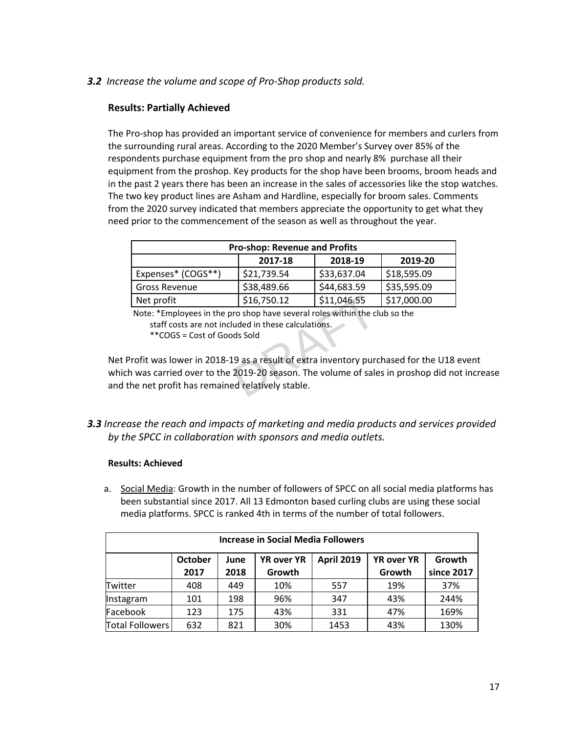### *3.2 Increase the volume and scope of Pro-Shop products sold.*

**Results: Partially Achieved**

The Pro-shop has provided an important service of convenience for members and curlers from the surrounding rural areas. According to the 2020 Member's Survey over 85% of the respondents purchase equipment from the pro shop and nearly 8%  purchase all their equipment from the proshop. Key products for the shop have been brooms, broom heads and in the past 2 years there has been an increase in the sales of accessories like the stop watches. The two key product lines are Asham and Hardline, especially for broom sales. Comments from the 2020 survey indicated that members appreciate the opportunity to get what they need prior to the commencement of the season as well as throughout the year.

| **Pro-shop: Revenue and Profits** | | | |
|---|---|---|---|
| | **2017-18** | **2018-19** | **2019-20** |
| Expenses* (COGS**) | $21,739.54 | $33,637.04 | $18,595.09 |
| Gross Revenue | $38,489.66 | $44,683.59 | $35,595.09 |
| Net profit | $16,750.12 | $11,046.55 | $17,000.00 |

Note: *Employees in the pro shop have several roles within the club so the staff costs are not included in these calculations.
**COGS = Cost of Goods Sold

Net Profit was lower in 2018-19 as a result of extra inventory purchased for the U18 event which was carried over to the 2019-20 season. The volume of sales in proshop did not increase and the net profit has remained relatively stable.

### *3.3 Increase the reach and impacts of marketing and media products and services provided by the SPCC in collaboration with sponsors and media outlets.*

**Results: Achieved**

a. Social Media: Growth in the number of followers of SPCC on all social media platforms has been substantial since 2017. All 13 Edmonton based curling clubs are using these social media platforms. SPCC is ranked 4th in terms of the number of total followers.

| **Increase in Social Media Followers** | | | | | | |
|---|---|---|---|---|---|---|
| | **October 2017** | **June 2018** | **YR over YR Growth** | **April 2019** | **YR over YR Growth** | **Growth since 2017** |
| Twitter | 408 | 449 | 10% | 557 | 19% | 37% |
| Instagram | 101 | 198 | 96% | 347 | 43% | 244% |
| Facebook | 123 | 175 | 43% | 331 | 47% | 169% |
| Total Followers | 632 | 821 | 30% | 1453 | 43% | 130% |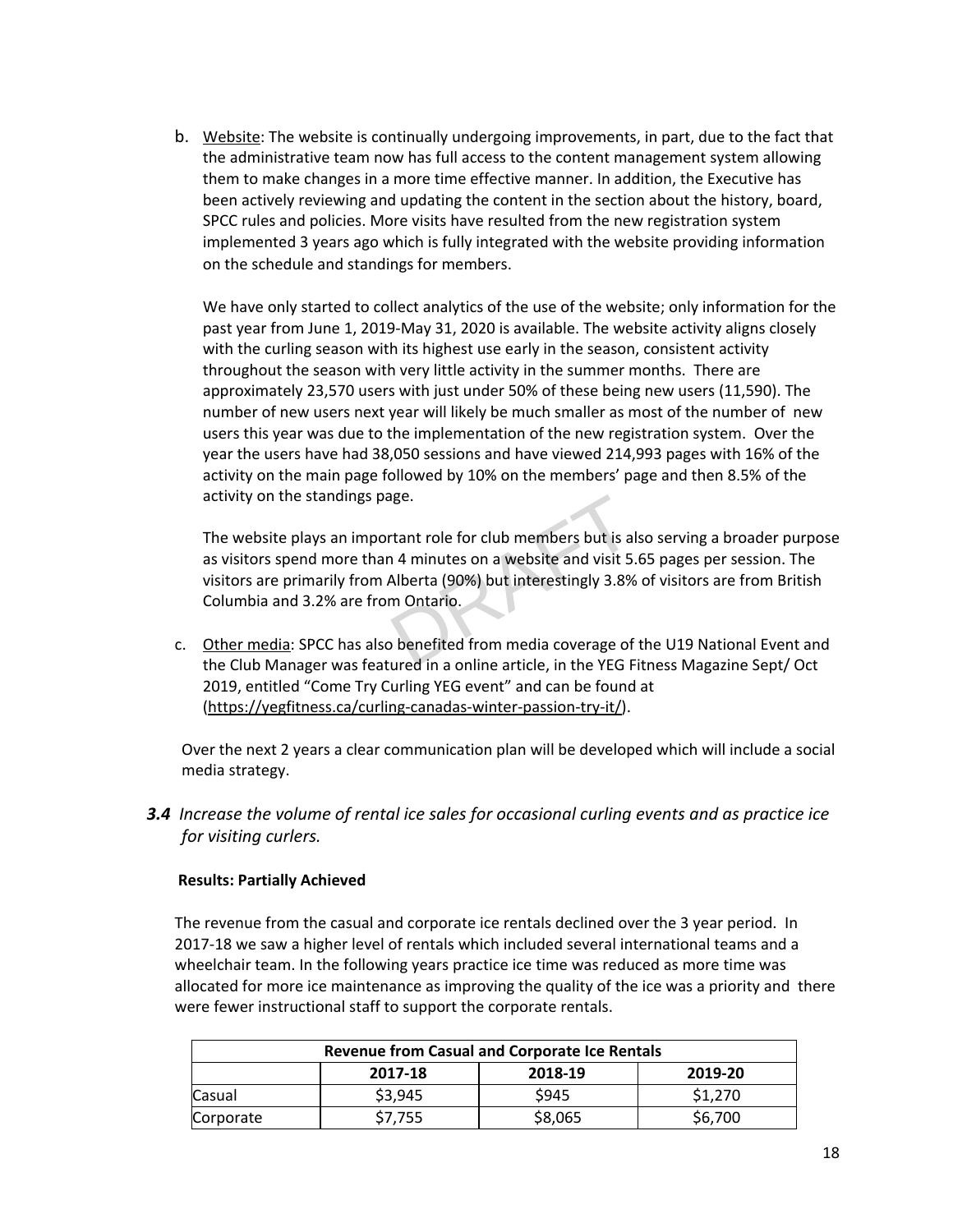b. Website: The website is continually undergoing improvements, in part, due to the fact that the administrative team now has full access to the content management system allowing them to make changes in a more time effective manner. In addition, the Executive has been actively reviewing and updating the content in the section about the history, board, SPCC rules and policies. More visits have resulted from the new registration system implemented 3 years ago which is fully integrated with the website providing information on the schedule and standings for members.

   We have only started to collect analytics of the use of the website; only information for the past year from June 1, 2019-May 31, 2020 is available. The website activity aligns closely with the curling season with its highest use early in the season, consistent activity throughout the season with very little activity in the summer months. There are approximately 23,570 users with just under 50% of these being new users (11,590). The number of new users next year will likely be much smaller as most of the number of new users this year was due to the implementation of the new registration system. Over the year the users have had 38,050 sessions and have viewed 214,993 pages with 16% of the activity on the main page followed by 10% on the members' page and then 8.5% of the activity on the standings page.

   The website plays an important role for club members but is also serving a broader purpose as visitors spend more than 4 minutes on a website and visit 5.65 pages per session. The visitors are primarily from Alberta (90%) but interestingly 3.8% of visitors are from British Columbia and 3.2% are from Ontario.

c. Other media: SPCC has also benefited from media coverage of the U19 National Event and the Club Manager was featured in a online article, in the YEG Fitness Magazine Sept/ Oct 2019, entitled "Come Try Curling YEG event" and can be found at (https://yegfitness.ca/curling-canadas-winter-passion-try-it/).

Over the next 2 years a clear communication plan will be developed which will include a social media strategy.

### ***3.4*** *Increase the volume of rental ice sales for occasional curling events and as practice ice for visiting curlers.*

**Results: Partially Achieved**

The revenue from the casual and corporate ice rentals declined over the 3 year period. In 2017-18 we saw a higher level of rentals which included several international teams and a wheelchair team. In the following years practice ice time was reduced as more time was allocated for more ice maintenance as improving the quality of the ice was a priority and there were fewer instructional staff to support the corporate rentals.

| **Revenue from Casual and Corporate Ice Rentals** | | | |
|---|---|---|---|
| | **2017-18** | **2018-19** | **2019-20** |
| Casual | $3,945 | $945 | $1,270 |
| Corporate | $7,755 | $8,065 | $6,700 |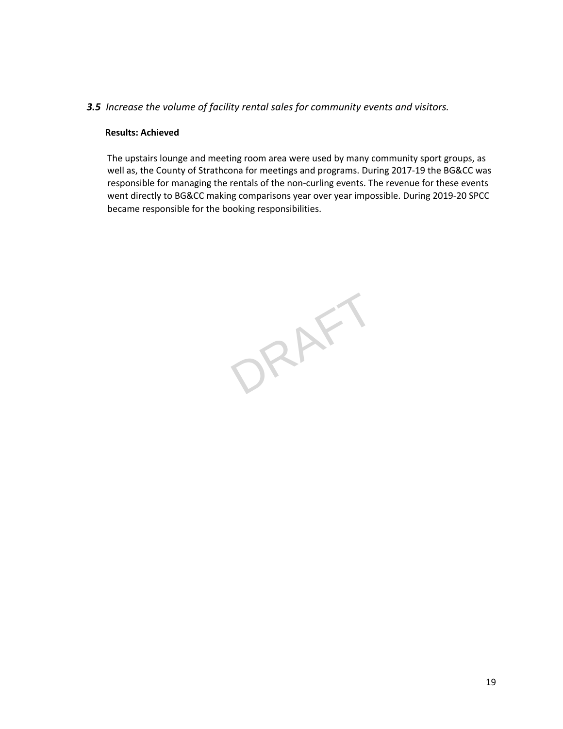### ***3.5*** *Increase the volume of facility rental sales for community events and visitors.*

**Results: Achieved**

The upstairs lounge and meeting room area were used by many community sport groups, as well as, the County of Strathcona for meetings and programs. During 2017-19 the BG&CC was responsible for managing the rentals of the non-curling events. The revenue for these events went directly to BG&CC making comparisons year over year impossible. During 2019-20 SPCC became responsible for the booking responsibilities.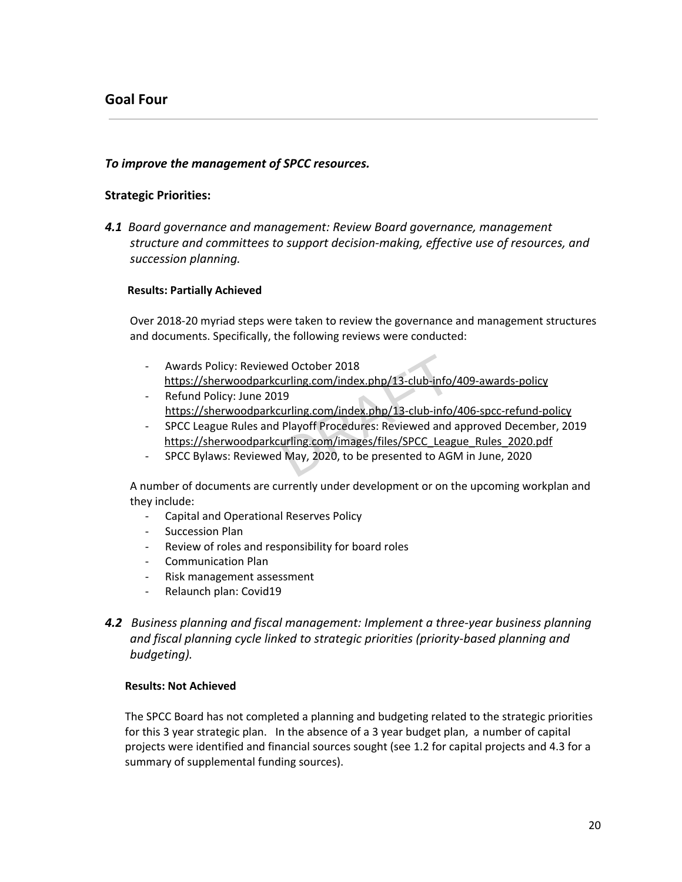## Goal Four

***To improve the management of SPCC resources.***

**Strategic Priorities:**

***4.1*** *Board governance and management: Review Board governance, management structure and committees to support decision-making, effective use of resources, and succession planning.*

**Results: Partially Achieved**

Over 2018-20 myriad steps were taken to review the governance and management structures and documents. Specifically, the following reviews were conducted:

- Awards Policy: Reviewed October 2018
  https://sherwoodparkcurling.com/index.php/13-club-info/409-awards-policy
- Refund Policy: June 2019
  https://sherwoodparkcurling.com/index.php/13-club-info/406-spcc-refund-policy
- SPCC League Rules and Playoff Procedures: Reviewed and approved December, 2019
  https://sherwoodparkcurling.com/images/files/SPCC_League_Rules_2020.pdf
- SPCC Bylaws: Reviewed May, 2020, to be presented to AGM in June, 2020

A number of documents are currently under development or on the upcoming workplan and they include:

- Capital and Operational Reserves Policy
- Succession Plan
- Review of roles and responsibility for board roles
- Communication Plan
- Risk management assessment
- Relaunch plan: Covid19

***4.2*** *Business planning and fiscal management: Implement a three-year business planning and fiscal planning cycle linked to strategic priorities (priority-based planning and budgeting).*

**Results: Not Achieved**

The SPCC Board has not completed a planning and budgeting related to the strategic priorities for this 3 year strategic plan. In the absence of a 3 year budget plan, a number of capital projects were identified and financial sources sought (see 1.2 for capital projects and 4.3 for a summary of supplemental funding sources).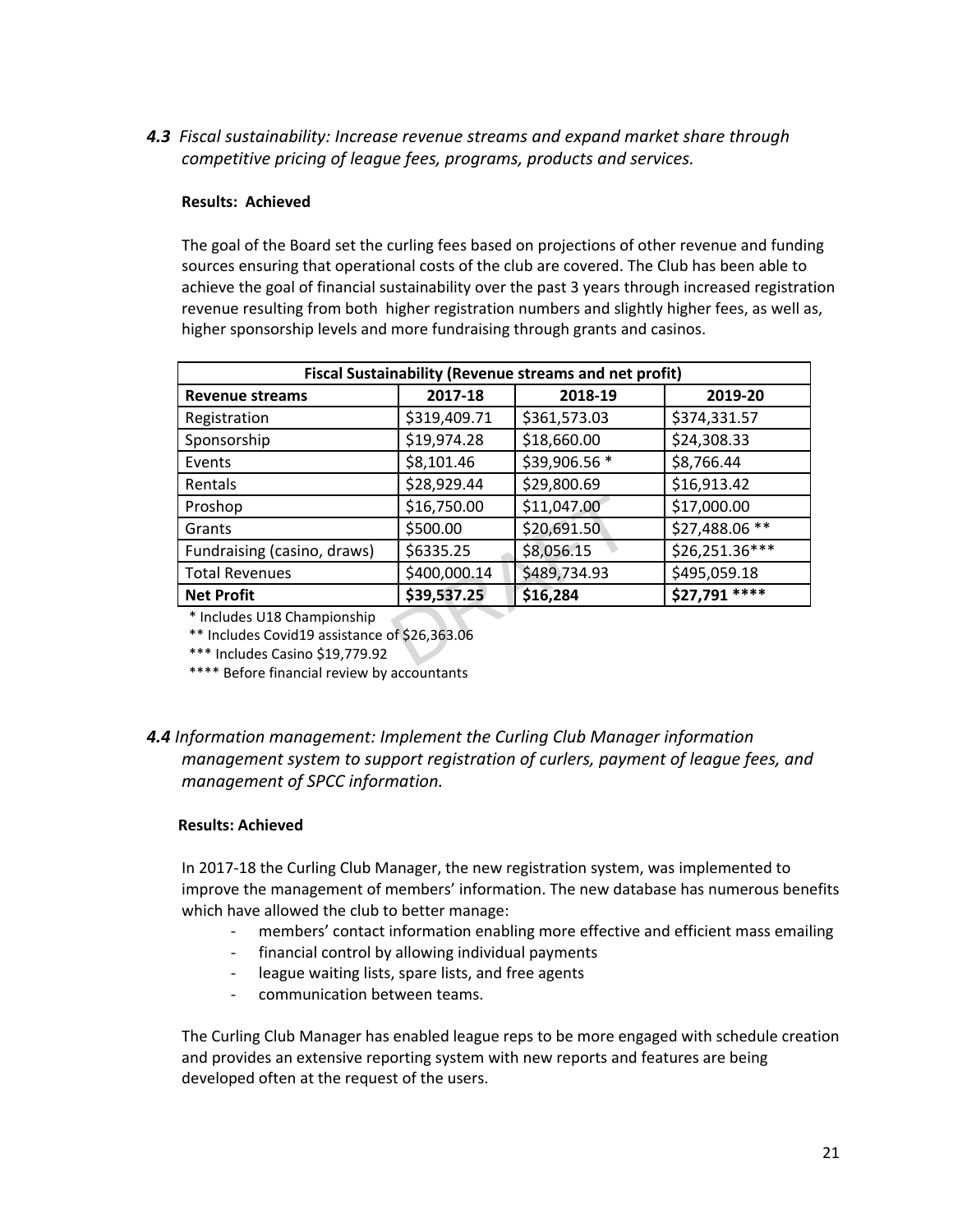***4.3*** *Fiscal sustainability: Increase revenue streams and expand market share through competitive pricing of league fees, programs, products and services.*

**Results: Achieved**

The goal of the Board set the curling fees based on projections of other revenue and funding sources ensuring that operational costs of the club are covered. The Club has been able to achieve the goal of financial sustainability over the past 3 years through increased registration revenue resulting from both higher registration numbers and slightly higher fees, as well as, higher sponsorship levels and more fundraising through grants and casinos.

| Fiscal Sustainability (Revenue streams and net profit) | | | |
|---|---|---|---|
| **Revenue streams** | **2017-18** | **2018-19** | **2019-20** |
| Registration | $319,409.71 | $361,573.03 | $374,331.57 |
| Sponsorship | $19,974.28 | $18,660.00 | $24,308.33 |
| Events | $8,101.46 | $39,906.56 * | $8,766.44 |
| Rentals | $28,929.44 | $29,800.69 | $16,913.42 |
| Proshop | $16,750.00 | $11,047.00 | $17,000.00 |
| Grants | $500.00 | $20,691.50 | $27,488.06 ** |
| Fundraising (casino, draws) | $6335.25 | $8,056.15 | $26,251.36*** |
| Total Revenues | $400,000.14 | $489,734.93 | $495,059.18 |
| **Net Profit** | **$39,537.25** | **$16,284** | **$27,791 \*\*\*\*** |

\* Includes U18 Championship

\** Includes Covid19 assistance of $26,363.06

\*** Includes Casino $19,779.92

\**** Before financial review by accountants

***4.4*** *Information management: Implement the Curling Club Manager information management system to support registration of curlers, payment of league fees, and management of SPCC information.*

**Results: Achieved**

In 2017-18 the Curling Club Manager, the new registration system, was implemented to improve the management of members' information. The new database has numerous benefits which have allowed the club to better manage:

- members' contact information enabling more effective and efficient mass emailing
- financial control by allowing individual payments
- league waiting lists, spare lists, and free agents
- communication between teams.

The Curling Club Manager has enabled league reps to be more engaged with schedule creation and provides an extensive reporting system with new reports and features are being developed often at the request of the users.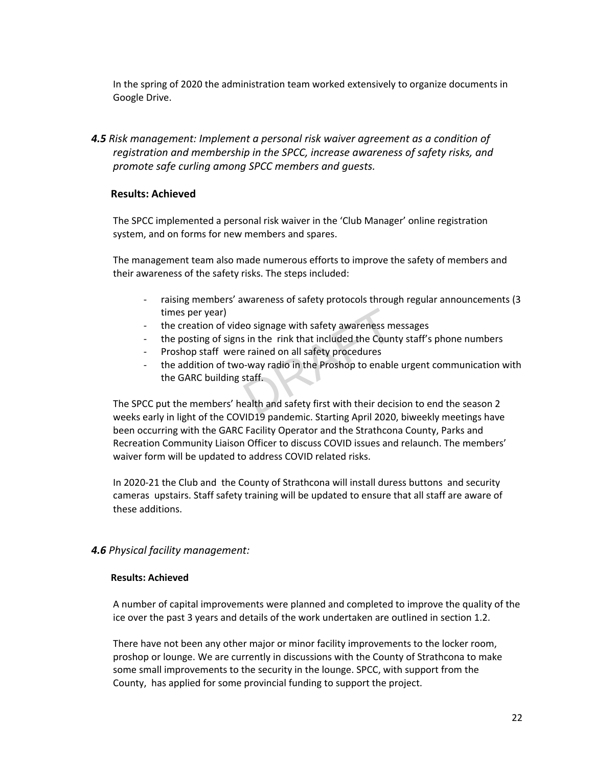In the spring of 2020 the administration team worked extensively to organize documents in Google Drive.

***4.5*** *Risk management: Implement a personal risk waiver agreement as a condition of registration and membership in the SPCC, increase awareness of safety risks, and promote safe curling among SPCC members and guests.*

**Results: Achieved**

The SPCC implemented a personal risk waiver in the 'Club Manager' online registration system, and on forms for new members and spares.

The management team also made numerous efforts to improve the safety of members and their awareness of the safety risks. The steps included:

- raising members' awareness of safety protocols through regular announcements (3 times per year)
- the creation of video signage with safety awareness messages
- the posting of signs in the rink that included the County staff's phone numbers
- Proshop staff were rained on all safety procedures
- the addition of two-way radio in the Proshop to enable urgent communication with the GARC building staff.

The SPCC put the members' health and safety first with their decision to end the season 2 weeks early in light of the COVID19 pandemic. Starting April 2020, biweekly meetings have been occurring with the GARC Facility Operator and the Strathcona County, Parks and Recreation Community Liaison Officer to discuss COVID issues and relaunch. The members' waiver form will be updated to address COVID related risks.

In 2020-21 the Club and the County of Strathcona will install duress buttons and security cameras upstairs. Staff safety training will be updated to ensure that all staff are aware of these additions.

***4.6*** *Physical facility management:*

**Results: Achieved**

A number of capital improvements were planned and completed to improve the quality of the ice over the past 3 years and details of the work undertaken are outlined in section 1.2.

There have not been any other major or minor facility improvements to the locker room, proshop or lounge. We are currently in discussions with the County of Strathcona to make some small improvements to the security in the lounge. SPCC, with support from the County, has applied for some provincial funding to support the project.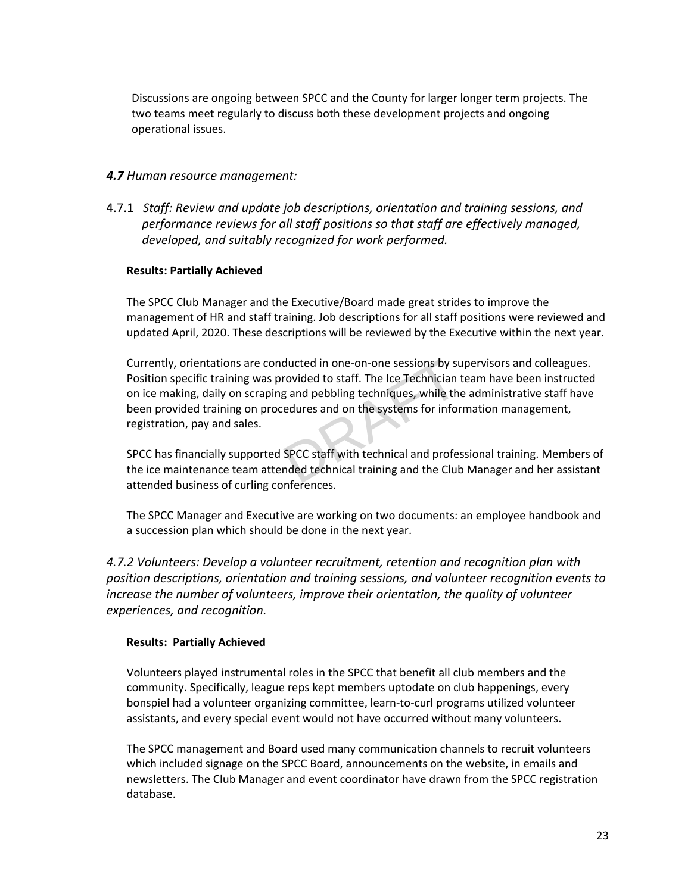Discussions are ongoing between SPCC and the County for larger longer term projects. The two teams meet regularly to discuss both these development projects and ongoing operational issues.

### ***4.7*** *Human resource management:*

#### 4.7.1 *Staff: Review and update job descriptions, orientation and training sessions, and performance reviews for all staff positions so that staff are effectively managed, developed, and suitably recognized for work performed.*

**Results: Partially Achieved**

The SPCC Club Manager and the Executive/Board made great strides to improve the management of HR and staff training. Job descriptions for all staff positions were reviewed and updated April, 2020. These descriptions will be reviewed by the Executive within the next year.

Currently, orientations are conducted in one-on-one sessions by supervisors and colleagues. Position specific training was provided to staff. The Ice Technician team have been instructed on ice making, daily on scraping and pebbling techniques, while the administrative staff have been provided training on procedures and on the systems for information management, registration, pay and sales.

SPCC has financially supported SPCC staff with technical and professional training. Members of the ice maintenance team attended technical training and the Club Manager and her assistant attended business of curling conferences.

The SPCC Manager and Executive are working on two documents: an employee handbook and a succession plan which should be done in the next year.

#### *4.7.2 Volunteers: Develop a volunteer recruitment, retention and recognition plan with position descriptions, orientation and training sessions, and volunteer recognition events to increase the number of volunteers, improve their orientation, the quality of volunteer experiences, and recognition.*

**Results: Partially Achieved**

Volunteers played instrumental roles in the SPCC that benefit all club members and the community. Specifically, league reps kept members uptodate on club happenings, every bonspiel had a volunteer organizing committee, learn-to-curl programs utilized volunteer assistants, and every special event would not have occurred without many volunteers.

The SPCC management and Board used many communication channels to recruit volunteers which included signage on the SPCC Board, announcements on the website, in emails and newsletters. The Club Manager and event coordinator have drawn from the SPCC registration database.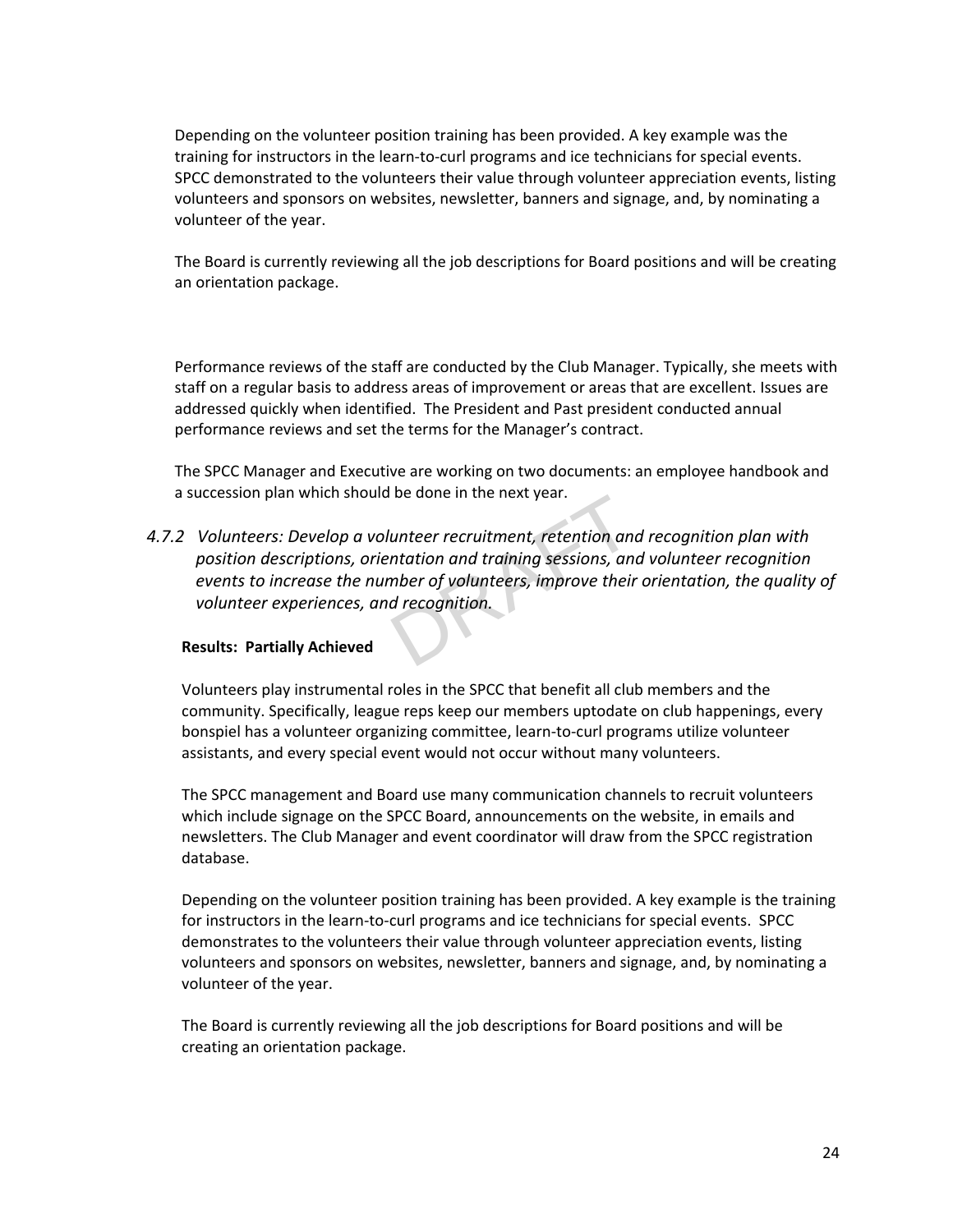Depending on the volunteer position training has been provided. A key example was the training for instructors in the learn-to-curl programs and ice technicians for special events. SPCC demonstrated to the volunteers their value through volunteer appreciation events, listing volunteers and sponsors on websites, newsletter, banners and signage, and, by nominating a volunteer of the year.

The Board is currently reviewing all the job descriptions for Board positions and will be creating an orientation package.

Performance reviews of the staff are conducted by the Club Manager. Typically, she meets with staff on a regular basis to address areas of improvement or areas that are excellent. Issues are addressed quickly when identified. The President and Past president conducted annual performance reviews and set the terms for the Manager's contract.

The SPCC Manager and Executive are working on two documents: an employee handbook and a succession plan which should be done in the next year.

### *4.7.2 Volunteers: Develop a volunteer recruitment, retention and recognition plan with position descriptions, orientation and training sessions, and volunteer recognition events to increase the number of volunteers, improve their orientation, the quality of volunteer experiences, and recognition.*

**Results: Partially Achieved**

Volunteers play instrumental roles in the SPCC that benefit all club members and the community. Specifically, league reps keep our members uptodate on club happenings, every bonspiel has a volunteer organizing committee, learn-to-curl programs utilize volunteer assistants, and every special event would not occur without many volunteers.

The SPCC management and Board use many communication channels to recruit volunteers which include signage on the SPCC Board, announcements on the website, in emails and newsletters. The Club Manager and event coordinator will draw from the SPCC registration database.

Depending on the volunteer position training has been provided. A key example is the training for instructors in the learn-to-curl programs and ice technicians for special events. SPCC demonstrates to the volunteers their value through volunteer appreciation events, listing volunteers and sponsors on websites, newsletter, banners and signage, and, by nominating a volunteer of the year.

The Board is currently reviewing all the job descriptions for Board positions and will be creating an orientation package.